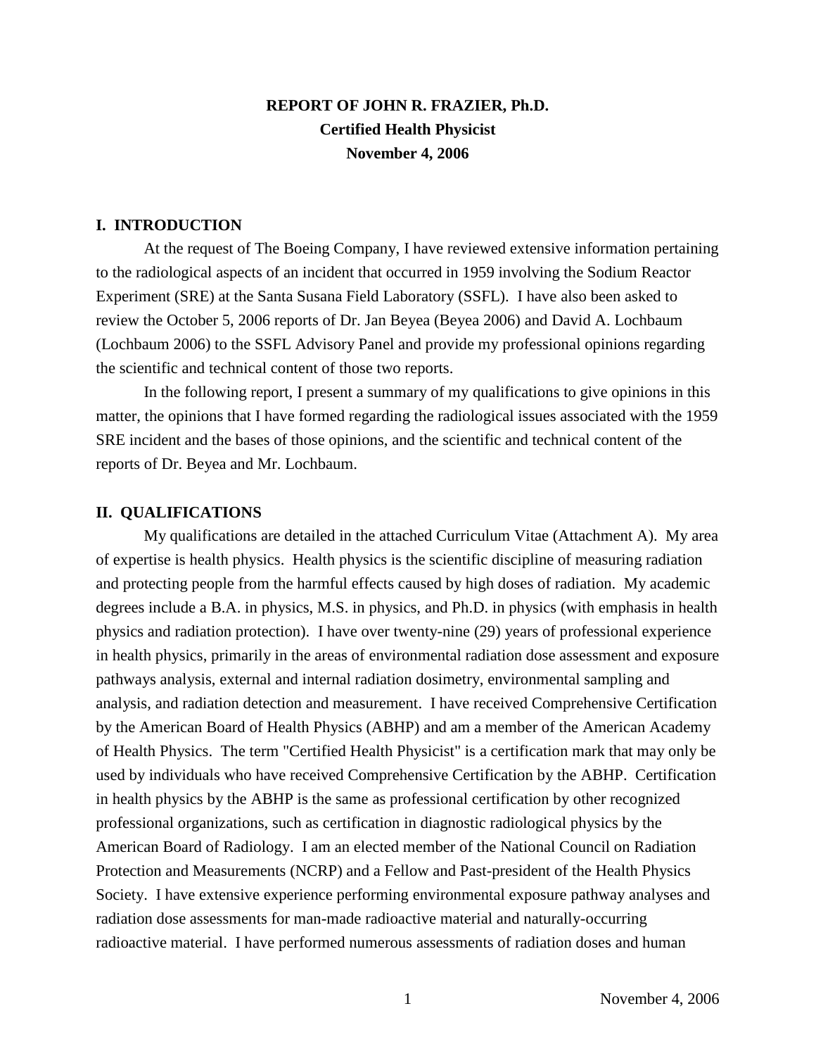**REPORT OF JOHN R. FRAZIER, Ph.D.**
**Certified Health Physicist**
**November 4, 2006**

## I. INTRODUCTION

At the request of The Boeing Company, I have reviewed extensive information pertaining to the radiological aspects of an incident that occurred in 1959 involving the Sodium Reactor Experiment (SRE) at the Santa Susana Field Laboratory (SSFL). I have also been asked to review the October 5, 2006 reports of Dr. Jan Beyea (Beyea 2006) and David A. Lochbaum (Lochbaum 2006) to the SSFL Advisory Panel and provide my professional opinions regarding the scientific and technical content of those two reports.

In the following report, I present a summary of my qualifications to give opinions in this matter, the opinions that I have formed regarding the radiological issues associated with the 1959 SRE incident and the bases of those opinions, and the scientific and technical content of the reports of Dr. Beyea and Mr. Lochbaum.

## II. QUALIFICATIONS

My qualifications are detailed in the attached Curriculum Vitae (Attachment A). My area of expertise is health physics. Health physics is the scientific discipline of measuring radiation and protecting people from the harmful effects caused by high doses of radiation. My academic degrees include a B.A. in physics, M.S. in physics, and Ph.D. in physics (with emphasis in health physics and radiation protection). I have over twenty-nine (29) years of professional experience in health physics, primarily in the areas of environmental radiation dose assessment and exposure pathways analysis, external and internal radiation dosimetry, environmental sampling and analysis, and radiation detection and measurement. I have received Comprehensive Certification by the American Board of Health Physics (ABHP) and am a member of the American Academy of Health Physics. The term "Certified Health Physicist" is a certification mark that may only be used by individuals who have received Comprehensive Certification by the ABHP. Certification in health physics by the ABHP is the same as professional certification by other recognized professional organizations, such as certification in diagnostic radiological physics by the American Board of Radiology. I am an elected member of the National Council on Radiation Protection and Measurements (NCRP) and a Fellow and Past-president of the Health Physics Society. I have extensive experience performing environmental exposure pathway analyses and radiation dose assessments for man-made radioactive material and naturally-occurring radioactive material. I have performed numerous assessments of radiation doses and human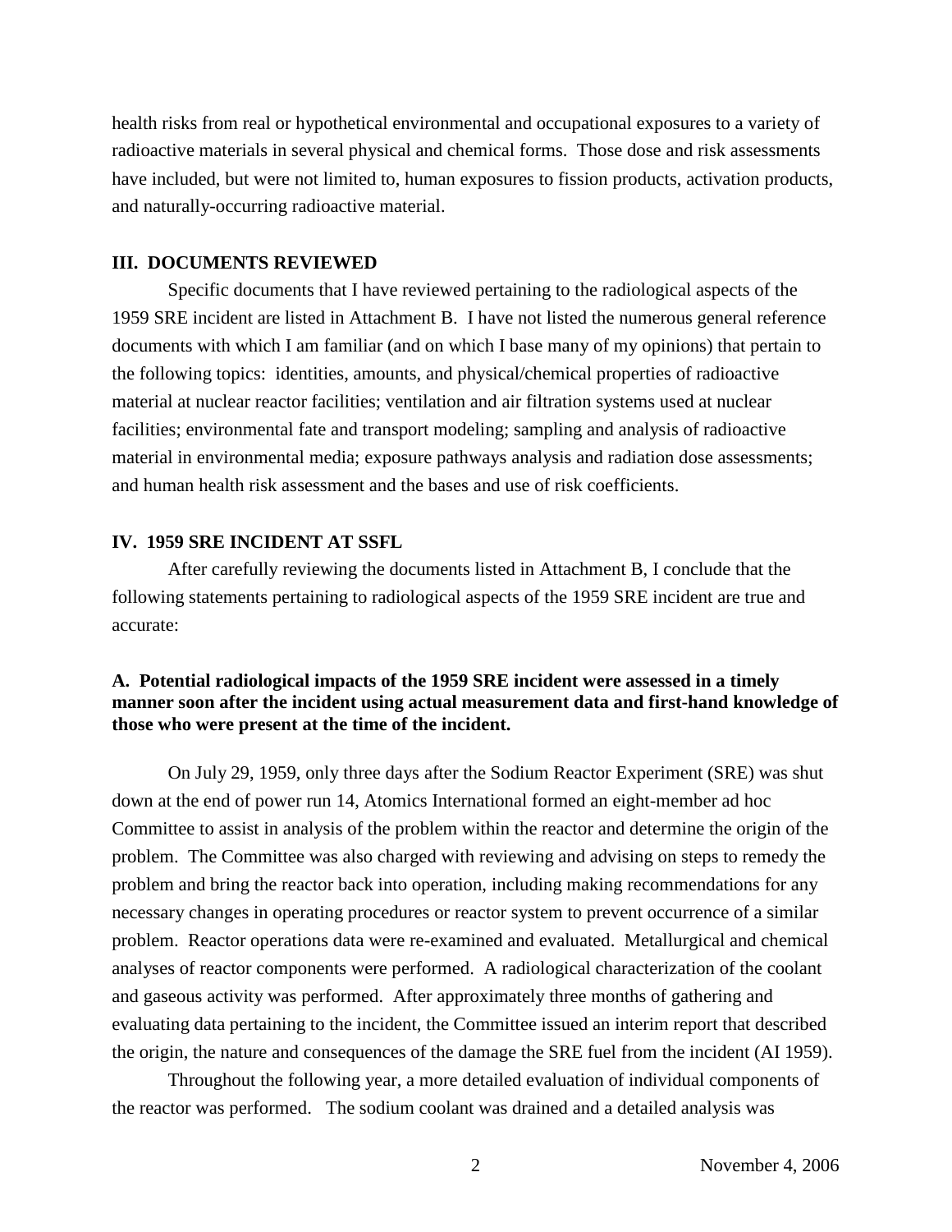health risks from real or hypothetical environmental and occupational exposures to a variety of radioactive materials in several physical and chemical forms. Those dose and risk assessments have included, but were not limited to, human exposures to fission products, activation products, and naturally-occurring radioactive material.

## III. DOCUMENTS REVIEWED

Specific documents that I have reviewed pertaining to the radiological aspects of the 1959 SRE incident are listed in Attachment B. I have not listed the numerous general reference documents with which I am familiar (and on which I base many of my opinions) that pertain to the following topics: identities, amounts, and physical/chemical properties of radioactive material at nuclear reactor facilities; ventilation and air filtration systems used at nuclear facilities; environmental fate and transport modeling; sampling and analysis of radioactive material in environmental media; exposure pathways analysis and radiation dose assessments; and human health risk assessment and the bases and use of risk coefficients.

## IV. 1959 SRE INCIDENT AT SSFL

After carefully reviewing the documents listed in Attachment B, I conclude that the following statements pertaining to radiological aspects of the 1959 SRE incident are true and accurate:

### A. Potential radiological impacts of the 1959 SRE incident were assessed in a timely manner soon after the incident using actual measurement data and first-hand knowledge of those who were present at the time of the incident.

On July 29, 1959, only three days after the Sodium Reactor Experiment (SRE) was shut down at the end of power run 14, Atomics International formed an eight-member ad hoc Committee to assist in analysis of the problem within the reactor and determine the origin of the problem. The Committee was also charged with reviewing and advising on steps to remedy the problem and bring the reactor back into operation, including making recommendations for any necessary changes in operating procedures or reactor system to prevent occurrence of a similar problem. Reactor operations data were re-examined and evaluated. Metallurgical and chemical analyses of reactor components were performed. A radiological characterization of the coolant and gaseous activity was performed. After approximately three months of gathering and evaluating data pertaining to the incident, the Committee issued an interim report that described the origin, the nature and consequences of the damage the SRE fuel from the incident (AI 1959).

Throughout the following year, a more detailed evaluation of individual components of the reactor was performed. The sodium coolant was drained and a detailed analysis was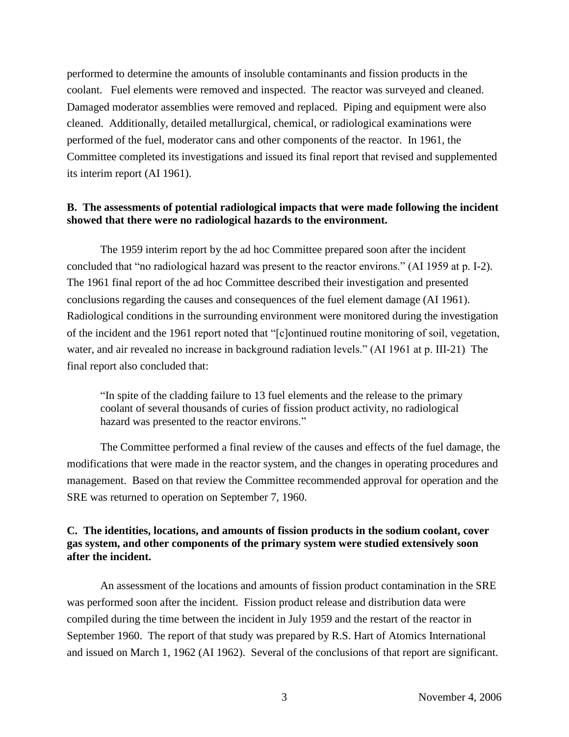performed to determine the amounts of insoluble contaminants and fission products in the coolant. Fuel elements were removed and inspected. The reactor was surveyed and cleaned. Damaged moderator assemblies were removed and replaced. Piping and equipment were also cleaned. Additionally, detailed metallurgical, chemical, or radiological examinations were performed of the fuel, moderator cans and other components of the reactor. In 1961, the Committee completed its investigations and issued its final report that revised and supplemented its interim report (AI 1961).

**B. The assessments of potential radiological impacts that were made following the incident showed that there were no radiological hazards to the environment.**

The 1959 interim report by the ad hoc Committee prepared soon after the incident concluded that "no radiological hazard was present to the reactor environs." (AI 1959 at p. I-2). The 1961 final report of the ad hoc Committee described their investigation and presented conclusions regarding the causes and consequences of the fuel element damage (AI 1961). Radiological conditions in the surrounding environment were monitored during the investigation of the incident and the 1961 report noted that "[c]ontinued routine monitoring of soil, vegetation, water, and air revealed no increase in background radiation levels." (AI 1961 at p. III-21) The final report also concluded that:

> "In spite of the cladding failure to 13 fuel elements and the release to the primary coolant of several thousands of curies of fission product activity, no radiological hazard was presented to the reactor environs."

The Committee performed a final review of the causes and effects of the fuel damage, the modifications that were made in the reactor system, and the changes in operating procedures and management. Based on that review the Committee recommended approval for operation and the SRE was returned to operation on September 7, 1960.

**C. The identities, locations, and amounts of fission products in the sodium coolant, cover gas system, and other components of the primary system were studied extensively soon after the incident.**

An assessment of the locations and amounts of fission product contamination in the SRE was performed soon after the incident. Fission product release and distribution data were compiled during the time between the incident in July 1959 and the restart of the reactor in September 1960. The report of that study was prepared by R.S. Hart of Atomics International and issued on March 1, 1962 (AI 1962). Several of the conclusions of that report are significant.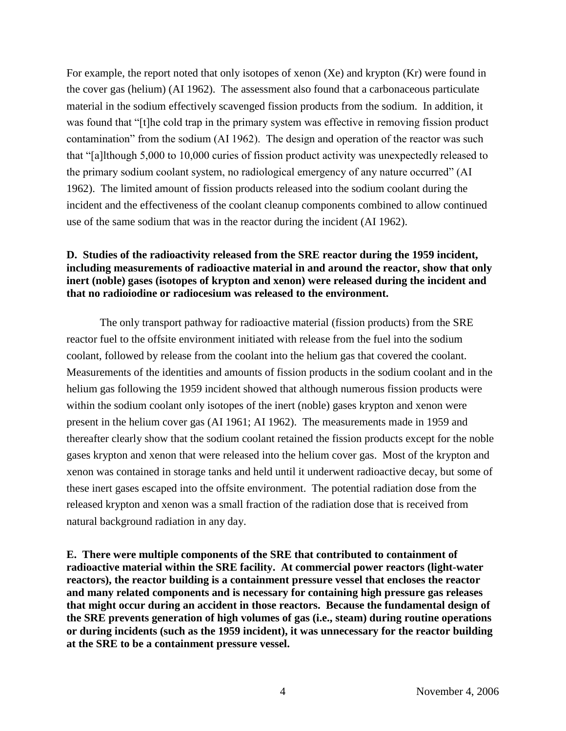For example, the report noted that only isotopes of xenon (Xe) and krypton (Kr) were found in the cover gas (helium) (AI 1962). The assessment also found that a carbonaceous particulate material in the sodium effectively scavenged fission products from the sodium. In addition, it was found that "[t]he cold trap in the primary system was effective in removing fission product contamination" from the sodium (AI 1962). The design and operation of the reactor was such that "[a]lthough 5,000 to 10,000 curies of fission product activity was unexpectedly released to the primary sodium coolant system, no radiological emergency of any nature occurred" (AI 1962). The limited amount of fission products released into the sodium coolant during the incident and the effectiveness of the coolant cleanup components combined to allow continued use of the same sodium that was in the reactor during the incident (AI 1962).

**D. Studies of the radioactivity released from the SRE reactor during the 1959 incident, including measurements of radioactive material in and around the reactor, show that only inert (noble) gases (isotopes of krypton and xenon) were released during the incident and that no radioiodine or radiocesium was released to the environment.**

The only transport pathway for radioactive material (fission products) from the SRE reactor fuel to the offsite environment initiated with release from the fuel into the sodium coolant, followed by release from the coolant into the helium gas that covered the coolant. Measurements of the identities and amounts of fission products in the sodium coolant and in the helium gas following the 1959 incident showed that although numerous fission products were within the sodium coolant only isotopes of the inert (noble) gases krypton and xenon were present in the helium cover gas (AI 1961; AI 1962). The measurements made in 1959 and thereafter clearly show that the sodium coolant retained the fission products except for the noble gases krypton and xenon that were released into the helium cover gas. Most of the krypton and xenon was contained in storage tanks and held until it underwent radioactive decay, but some of these inert gases escaped into the offsite environment. The potential radiation dose from the released krypton and xenon was a small fraction of the radiation dose that is received from natural background radiation in any day.

**E. There were multiple components of the SRE that contributed to containment of radioactive material within the SRE facility. At commercial power reactors (light-water reactors), the reactor building is a containment pressure vessel that encloses the reactor and many related components and is necessary for containing high pressure gas releases that might occur during an accident in those reactors. Because the fundamental design of the SRE prevents generation of high volumes of gas (i.e., steam) during routine operations or during incidents (such as the 1959 incident), it was unnecessary for the reactor building at the SRE to be a containment pressure vessel.**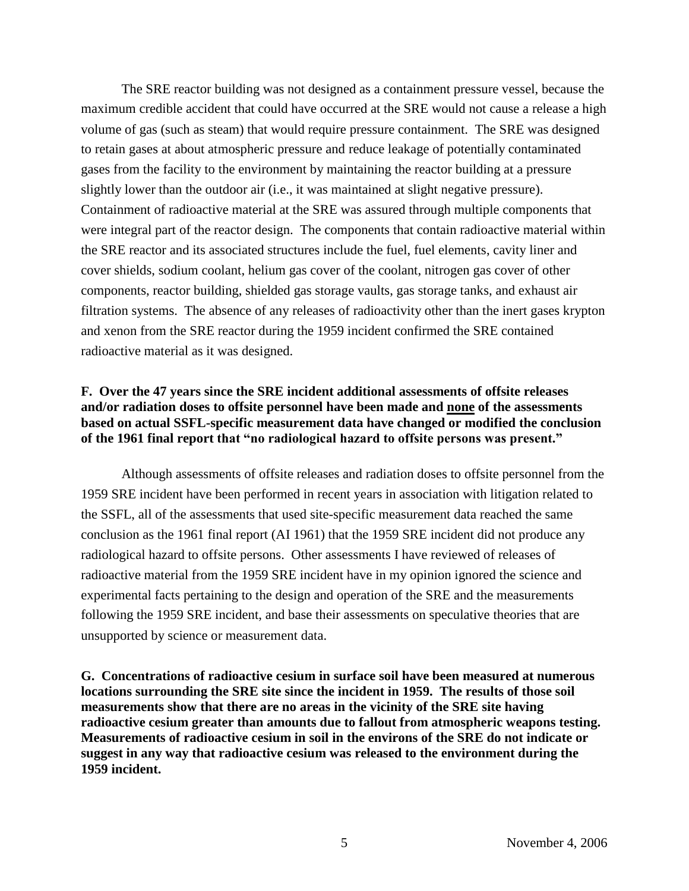The SRE reactor building was not designed as a containment pressure vessel, because the maximum credible accident that could have occurred at the SRE would not cause a release a high volume of gas (such as steam) that would require pressure containment. The SRE was designed to retain gases at about atmospheric pressure and reduce leakage of potentially contaminated gases from the facility to the environment by maintaining the reactor building at a pressure slightly lower than the outdoor air (i.e., it was maintained at slight negative pressure). Containment of radioactive material at the SRE was assured through multiple components that were integral part of the reactor design. The components that contain radioactive material within the SRE reactor and its associated structures include the fuel, fuel elements, cavity liner and cover shields, sodium coolant, helium gas cover of the coolant, nitrogen gas cover of other components, reactor building, shielded gas storage vaults, gas storage tanks, and exhaust air filtration systems. The absence of any releases of radioactivity other than the inert gases krypton and xenon from the SRE reactor during the 1959 incident confirmed the SRE contained radioactive material as it was designed.

**F. Over the 47 years since the SRE incident additional assessments of offsite releases and/or radiation doses to offsite personnel have been made and <u>none</u> of the assessments based on actual SSFL-specific measurement data have changed or modified the conclusion of the 1961 final report that "no radiological hazard to offsite persons was present."**

Although assessments of offsite releases and radiation doses to offsite personnel from the 1959 SRE incident have been performed in recent years in association with litigation related to the SSFL, all of the assessments that used site-specific measurement data reached the same conclusion as the 1961 final report (AI 1961) that the 1959 SRE incident did not produce any radiological hazard to offsite persons. Other assessments I have reviewed of releases of radioactive material from the 1959 SRE incident have in my opinion ignored the science and experimental facts pertaining to the design and operation of the SRE and the measurements following the 1959 SRE incident, and base their assessments on speculative theories that are unsupported by science or measurement data.

**G. Concentrations of radioactive cesium in surface soil have been measured at numerous locations surrounding the SRE site since the incident in 1959. The results of those soil measurements show that there are no areas in the vicinity of the SRE site having radioactive cesium greater than amounts due to fallout from atmospheric weapons testing. Measurements of radioactive cesium in soil in the environs of the SRE do not indicate or suggest in any way that radioactive cesium was released to the environment during the 1959 incident.**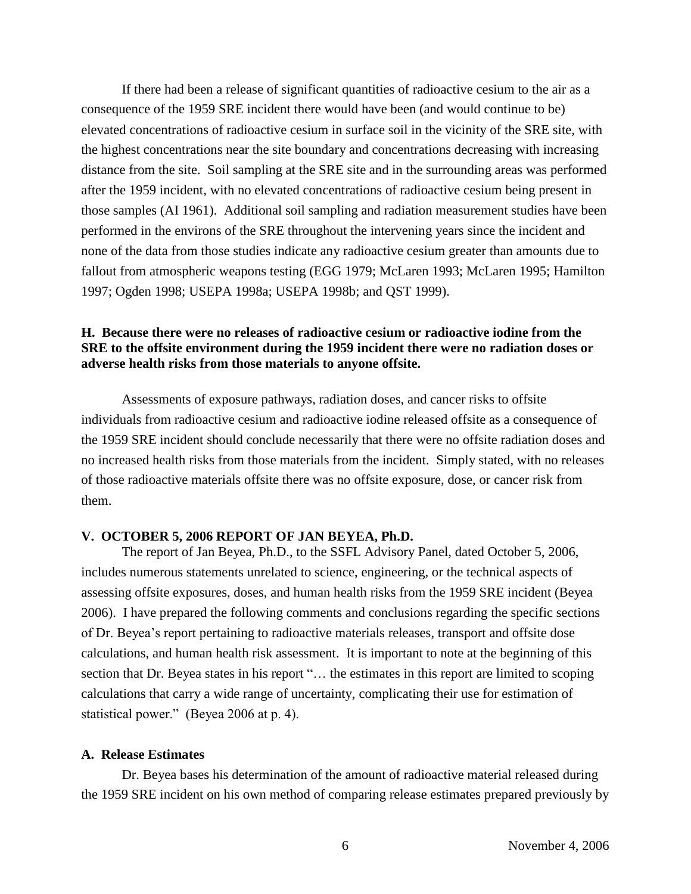If there had been a release of significant quantities of radioactive cesium to the air as a consequence of the 1959 SRE incident there would have been (and would continue to be) elevated concentrations of radioactive cesium in surface soil in the vicinity of the SRE site, with the highest concentrations near the site boundary and concentrations decreasing with increasing distance from the site. Soil sampling at the SRE site and in the surrounding areas was performed after the 1959 incident, with no elevated concentrations of radioactive cesium being present in those samples (AI 1961). Additional soil sampling and radiation measurement studies have been performed in the environs of the SRE throughout the intervening years since the incident and none of the data from those studies indicate any radioactive cesium greater than amounts due to fallout from atmospheric weapons testing (EGG 1979; McLaren 1993; McLaren 1995; Hamilton 1997; Ogden 1998; USEPA 1998a; USEPA 1998b; and QST 1999).

**H. Because there were no releases of radioactive cesium or radioactive iodine from the SRE to the offsite environment during the 1959 incident there were no radiation doses or adverse health risks from those materials to anyone offsite.**

Assessments of exposure pathways, radiation doses, and cancer risks to offsite individuals from radioactive cesium and radioactive iodine released offsite as a consequence of the 1959 SRE incident should conclude necessarily that there were no offsite radiation doses and no increased health risks from those materials from the incident. Simply stated, with no releases of those radioactive materials offsite there was no offsite exposure, dose, or cancer risk from them.

## V. OCTOBER 5, 2006 REPORT OF JAN BEYEA, Ph.D.

The report of Jan Beyea, Ph.D., to the SSFL Advisory Panel, dated October 5, 2006, includes numerous statements unrelated to science, engineering, or the technical aspects of assessing offsite exposures, doses, and human health risks from the 1959 SRE incident (Beyea 2006). I have prepared the following comments and conclusions regarding the specific sections of Dr. Beyea's report pertaining to radioactive materials releases, transport and offsite dose calculations, and human health risk assessment. It is important to note at the beginning of this section that Dr. Beyea states in his report "… the estimates in this report are limited to scoping calculations that carry a wide range of uncertainty, complicating their use for estimation of statistical power." (Beyea 2006 at p. 4).

### A. Release Estimates

Dr. Beyea bases his determination of the amount of radioactive material released during the 1959 SRE incident on his own method of comparing release estimates prepared previously by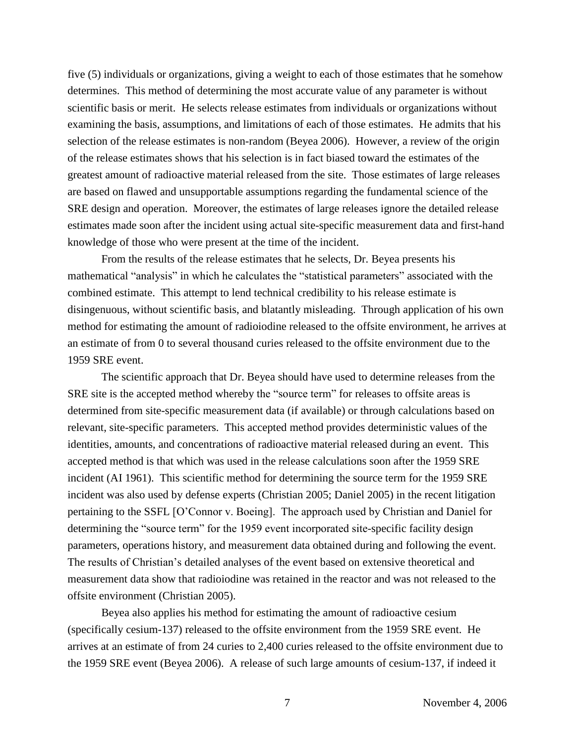five (5) individuals or organizations, giving a weight to each of those estimates that he somehow determines. This method of determining the most accurate value of any parameter is without scientific basis or merit. He selects release estimates from individuals or organizations without examining the basis, assumptions, and limitations of each of those estimates. He admits that his selection of the release estimates is non-random (Beyea 2006). However, a review of the origin of the release estimates shows that his selection is in fact biased toward the estimates of the greatest amount of radioactive material released from the site. Those estimates of large releases are based on flawed and unsupportable assumptions regarding the fundamental science of the SRE design and operation. Moreover, the estimates of large releases ignore the detailed release estimates made soon after the incident using actual site-specific measurement data and first-hand knowledge of those who were present at the time of the incident.

From the results of the release estimates that he selects, Dr. Beyea presents his mathematical "analysis" in which he calculates the "statistical parameters" associated with the combined estimate. This attempt to lend technical credibility to his release estimate is disingenuous, without scientific basis, and blatantly misleading. Through application of his own method for estimating the amount of radioiodine released to the offsite environment, he arrives at an estimate of from 0 to several thousand curies released to the offsite environment due to the 1959 SRE event.

The scientific approach that Dr. Beyea should have used to determine releases from the SRE site is the accepted method whereby the "source term" for releases to offsite areas is determined from site-specific measurement data (if available) or through calculations based on relevant, site-specific parameters. This accepted method provides deterministic values of the identities, amounts, and concentrations of radioactive material released during an event. This accepted method is that which was used in the release calculations soon after the 1959 SRE incident (AI 1961). This scientific method for determining the source term for the 1959 SRE incident was also used by defense experts (Christian 2005; Daniel 2005) in the recent litigation pertaining to the SSFL [O'Connor v. Boeing]. The approach used by Christian and Daniel for determining the "source term" for the 1959 event incorporated site-specific facility design parameters, operations history, and measurement data obtained during and following the event. The results of Christian's detailed analyses of the event based on extensive theoretical and measurement data show that radioiodine was retained in the reactor and was not released to the offsite environment (Christian 2005).

Beyea also applies his method for estimating the amount of radioactive cesium (specifically cesium-137) released to the offsite environment from the 1959 SRE event. He arrives at an estimate of from 24 curies to 2,400 curies released to the offsite environment due to the 1959 SRE event (Beyea 2006). A release of such large amounts of cesium-137, if indeed it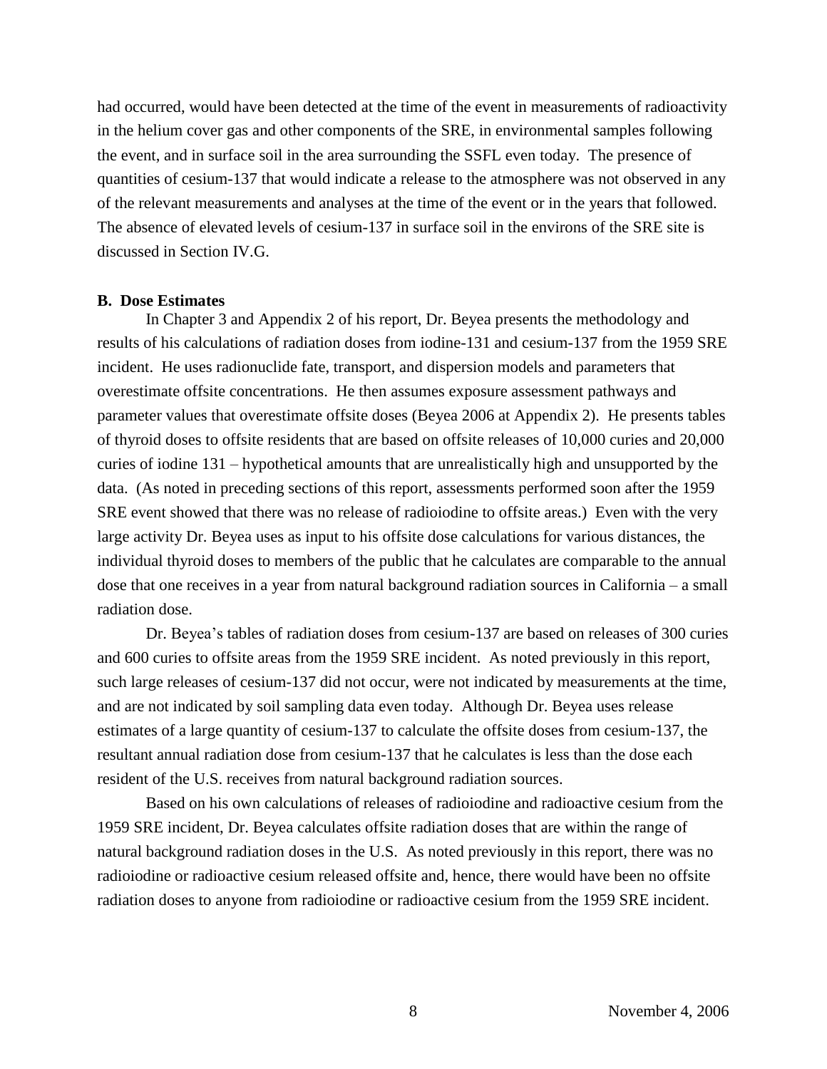had occurred, would have been detected at the time of the event in measurements of radioactivity in the helium cover gas and other components of the SRE, in environmental samples following the event, and in surface soil in the area surrounding the SSFL even today. The presence of quantities of cesium-137 that would indicate a release to the atmosphere was not observed in any of the relevant measurements and analyses at the time of the event or in the years that followed. The absence of elevated levels of cesium-137 in surface soil in the environs of the SRE site is discussed in Section IV.G.

**B. Dose Estimates**

In Chapter 3 and Appendix 2 of his report, Dr. Beyea presents the methodology and results of his calculations of radiation doses from iodine-131 and cesium-137 from the 1959 SRE incident. He uses radionuclide fate, transport, and dispersion models and parameters that overestimate offsite concentrations. He then assumes exposure assessment pathways and parameter values that overestimate offsite doses (Beyea 2006 at Appendix 2). He presents tables of thyroid doses to offsite residents that are based on offsite releases of 10,000 curies and 20,000 curies of iodine 131 – hypothetical amounts that are unrealistically high and unsupported by the data. (As noted in preceding sections of this report, assessments performed soon after the 1959 SRE event showed that there was no release of radioiodine to offsite areas.) Even with the very large activity Dr. Beyea uses as input to his offsite dose calculations for various distances, the individual thyroid doses to members of the public that he calculates are comparable to the annual dose that one receives in a year from natural background radiation sources in California – a small radiation dose.

Dr. Beyea's tables of radiation doses from cesium-137 are based on releases of 300 curies and 600 curies to offsite areas from the 1959 SRE incident. As noted previously in this report, such large releases of cesium-137 did not occur, were not indicated by measurements at the time, and are not indicated by soil sampling data even today. Although Dr. Beyea uses release estimates of a large quantity of cesium-137 to calculate the offsite doses from cesium-137, the resultant annual radiation dose from cesium-137 that he calculates is less than the dose each resident of the U.S. receives from natural background radiation sources.

Based on his own calculations of releases of radioiodine and radioactive cesium from the 1959 SRE incident, Dr. Beyea calculates offsite radiation doses that are within the range of natural background radiation doses in the U.S. As noted previously in this report, there was no radioiodine or radioactive cesium released offsite and, hence, there would have been no offsite radiation doses to anyone from radioiodine or radioactive cesium from the 1959 SRE incident.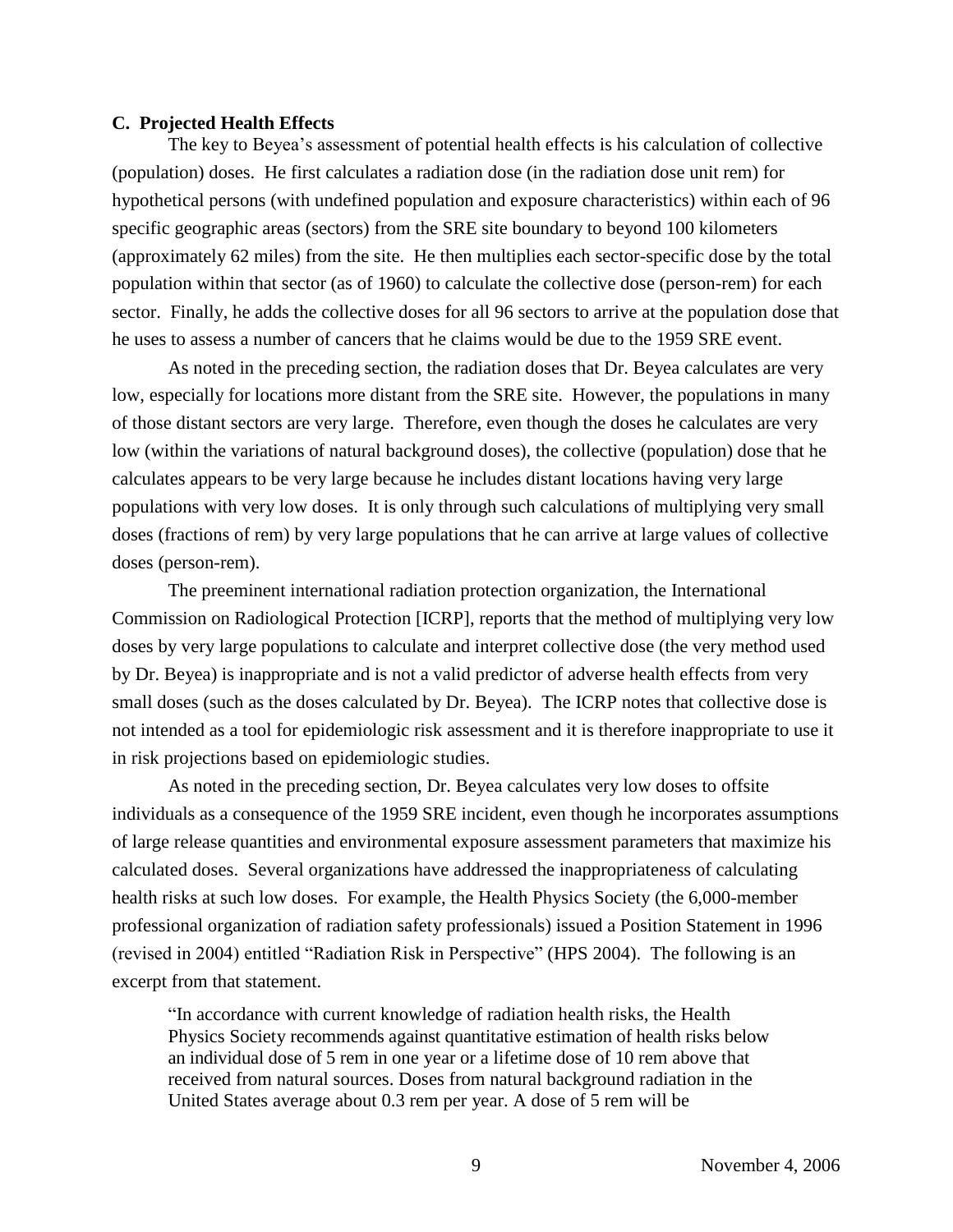**C. Projected Health Effects**

The key to Beyea's assessment of potential health effects is his calculation of collective (population) doses. He first calculates a radiation dose (in the radiation dose unit rem) for hypothetical persons (with undefined population and exposure characteristics) within each of 96 specific geographic areas (sectors) from the SRE site boundary to beyond 100 kilometers (approximately 62 miles) from the site. He then multiplies each sector-specific dose by the total population within that sector (as of 1960) to calculate the collective dose (person-rem) for each sector. Finally, he adds the collective doses for all 96 sectors to arrive at the population dose that he uses to assess a number of cancers that he claims would be due to the 1959 SRE event.

As noted in the preceding section, the radiation doses that Dr. Beyea calculates are very low, especially for locations more distant from the SRE site. However, the populations in many of those distant sectors are very large. Therefore, even though the doses he calculates are very low (within the variations of natural background doses), the collective (population) dose that he calculates appears to be very large because he includes distant locations having very large populations with very low doses. It is only through such calculations of multiplying very small doses (fractions of rem) by very large populations that he can arrive at large values of collective doses (person-rem).

The preeminent international radiation protection organization, the International Commission on Radiological Protection [ICRP], reports that the method of multiplying very low doses by very large populations to calculate and interpret collective dose (the very method used by Dr. Beyea) is inappropriate and is not a valid predictor of adverse health effects from very small doses (such as the doses calculated by Dr. Beyea). The ICRP notes that collective dose is not intended as a tool for epidemiologic risk assessment and it is therefore inappropriate to use it in risk projections based on epidemiologic studies.

As noted in the preceding section, Dr. Beyea calculates very low doses to offsite individuals as a consequence of the 1959 SRE incident, even though he incorporates assumptions of large release quantities and environmental exposure assessment parameters that maximize his calculated doses. Several organizations have addressed the inappropriateness of calculating health risks at such low doses. For example, the Health Physics Society (the 6,000-member professional organization of radiation safety professionals) issued a Position Statement in 1996 (revised in 2004) entitled "Radiation Risk in Perspective" (HPS 2004). The following is an excerpt from that statement.

> "In accordance with current knowledge of radiation health risks, the Health Physics Society recommends against quantitative estimation of health risks below an individual dose of 5 rem in one year or a lifetime dose of 10 rem above that received from natural sources. Doses from natural background radiation in the United States average about 0.3 rem per year. A dose of 5 rem will be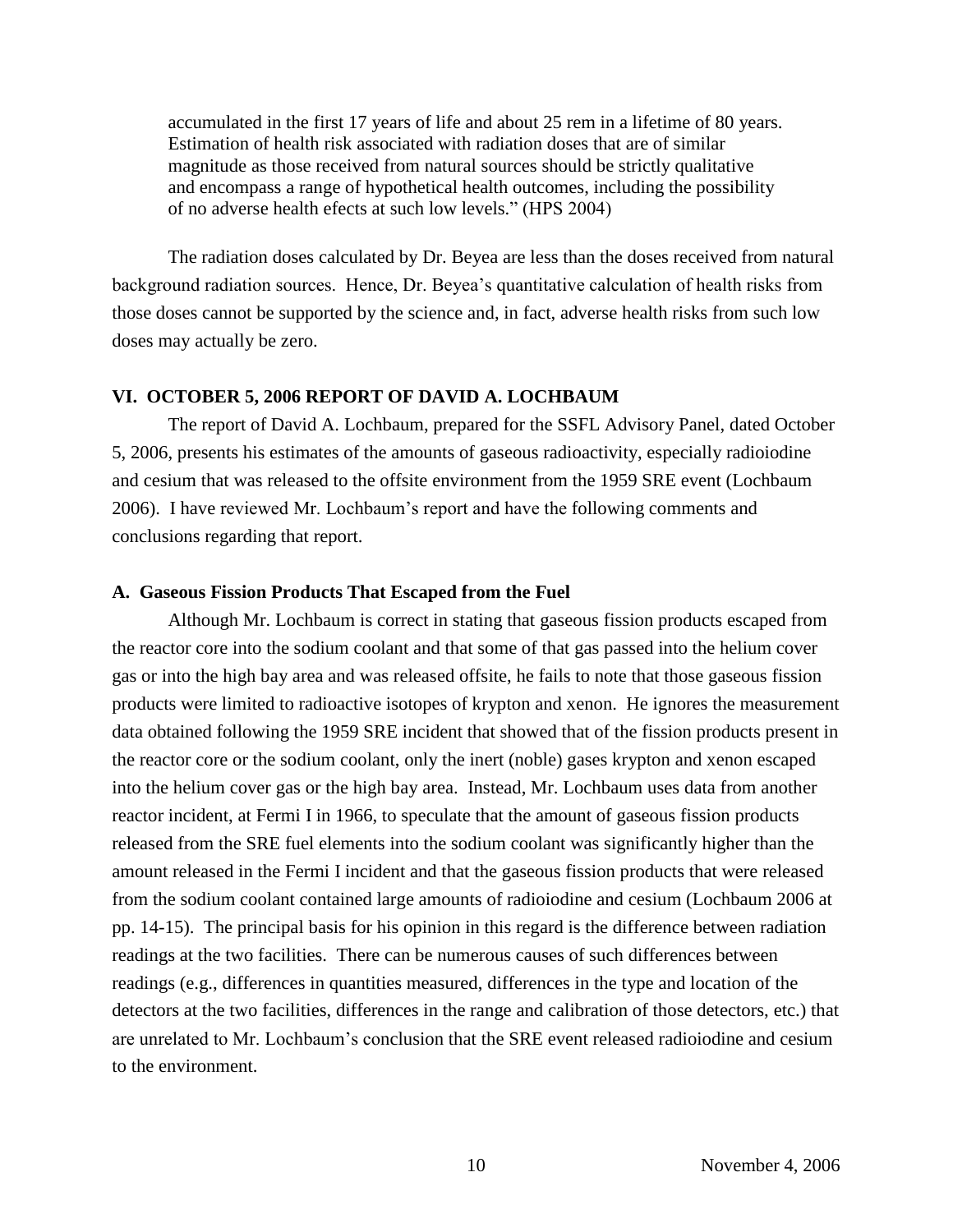> accumulated in the first 17 years of life and about 25 rem in a lifetime of 80 years. Estimation of health risk associated with radiation doses that are of similar magnitude as those received from natural sources should be strictly qualitative and encompass a range of hypothetical health outcomes, including the possibility of no adverse health efects at such low levels." (HPS 2004)

The radiation doses calculated by Dr. Beyea are less than the doses received from natural background radiation sources. Hence, Dr. Beyea's quantitative calculation of health risks from those doses cannot be supported by the science and, in fact, adverse health risks from such low doses may actually be zero.

## VI. OCTOBER 5, 2006 REPORT OF DAVID A. LOCHBAUM

The report of David A. Lochbaum, prepared for the SSFL Advisory Panel, dated October 5, 2006, presents his estimates of the amounts of gaseous radioactivity, especially radioiodine and cesium that was released to the offsite environment from the 1959 SRE event (Lochbaum 2006). I have reviewed Mr. Lochbaum's report and have the following comments and conclusions regarding that report.

### A. Gaseous Fission Products That Escaped from the Fuel

Although Mr. Lochbaum is correct in stating that gaseous fission products escaped from the reactor core into the sodium coolant and that some of that gas passed into the helium cover gas or into the high bay area and was released offsite, he fails to note that those gaseous fission products were limited to radioactive isotopes of krypton and xenon. He ignores the measurement data obtained following the 1959 SRE incident that showed that of the fission products present in the reactor core or the sodium coolant, only the inert (noble) gases krypton and xenon escaped into the helium cover gas or the high bay area. Instead, Mr. Lochbaum uses data from another reactor incident, at Fermi I in 1966, to speculate that the amount of gaseous fission products released from the SRE fuel elements into the sodium coolant was significantly higher than the amount released in the Fermi I incident and that the gaseous fission products that were released from the sodium coolant contained large amounts of radioiodine and cesium (Lochbaum 2006 at pp. 14-15). The principal basis for his opinion in this regard is the difference between radiation readings at the two facilities. There can be numerous causes of such differences between readings (e.g., differences in quantities measured, differences in the type and location of the detectors at the two facilities, differences in the range and calibration of those detectors, etc.) that are unrelated to Mr. Lochbaum's conclusion that the SRE event released radioiodine and cesium to the environment.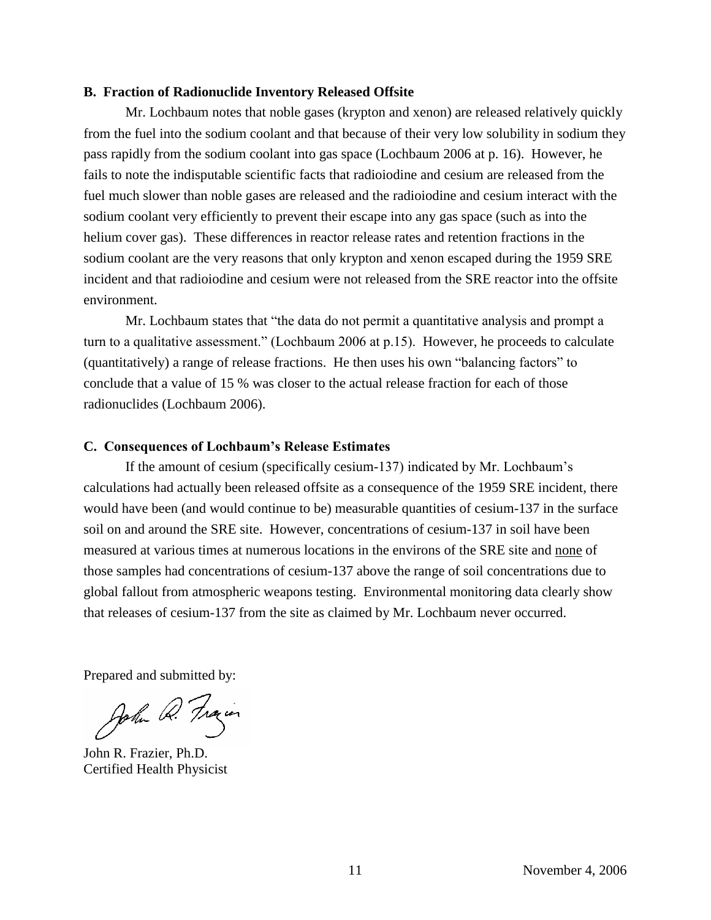### B. Fraction of Radionuclide Inventory Released Offsite

Mr. Lochbaum notes that noble gases (krypton and xenon) are released relatively quickly from the fuel into the sodium coolant and that because of their very low solubility in sodium they pass rapidly from the sodium coolant into gas space (Lochbaum 2006 at p. 16). However, he fails to note the indisputable scientific facts that radioiodine and cesium are released from the fuel much slower than noble gases are released and the radioiodine and cesium interact with the sodium coolant very efficiently to prevent their escape into any gas space (such as into the helium cover gas). These differences in reactor release rates and retention fractions in the sodium coolant are the very reasons that only krypton and xenon escaped during the 1959 SRE incident and that radioiodine and cesium were not released from the SRE reactor into the offsite environment.

Mr. Lochbaum states that "the data do not permit a quantitative analysis and prompt a turn to a qualitative assessment." (Lochbaum 2006 at p.15). However, he proceeds to calculate (quantitatively) a range of release fractions. He then uses his own "balancing factors" to conclude that a value of 15 % was closer to the actual release fraction for each of those radionuclides (Lochbaum 2006).

### C. Consequences of Lochbaum's Release Estimates

If the amount of cesium (specifically cesium-137) indicated by Mr. Lochbaum's calculations had actually been released offsite as a consequence of the 1959 SRE incident, there would have been (and would continue to be) measurable quantities of cesium-137 in the surface soil on and around the SRE site. However, concentrations of cesium-137 in soil have been measured at various times at numerous locations in the environs of the SRE site and <u>none</u> of those samples had concentrations of cesium-137 above the range of soil concentrations due to global fallout from atmospheric weapons testing. Environmental monitoring data clearly show that releases of cesium-137 from the site as claimed by Mr. Lochbaum never occurred.

Prepared and submitted by:

John R. Frazier, Ph.D.
Certified Health Physicist

November 4, 2006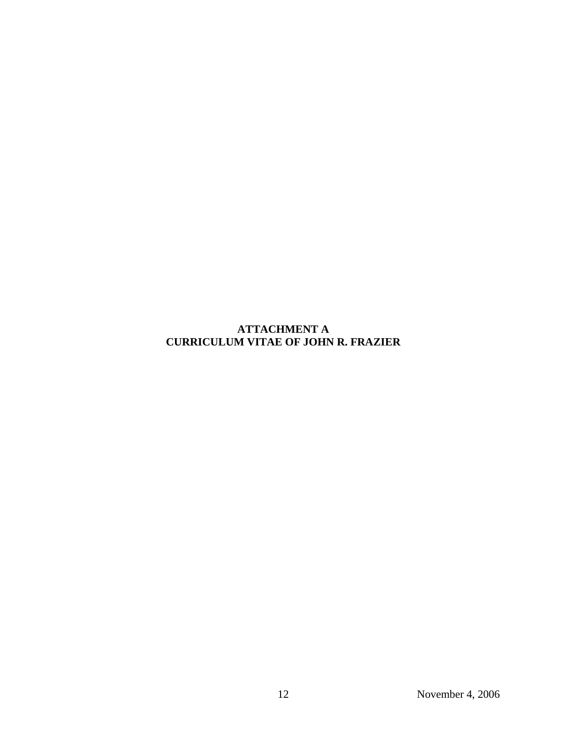**ATTACHMENT A**
**CURRICULUM VITAE OF JOHN R. FRAZIER**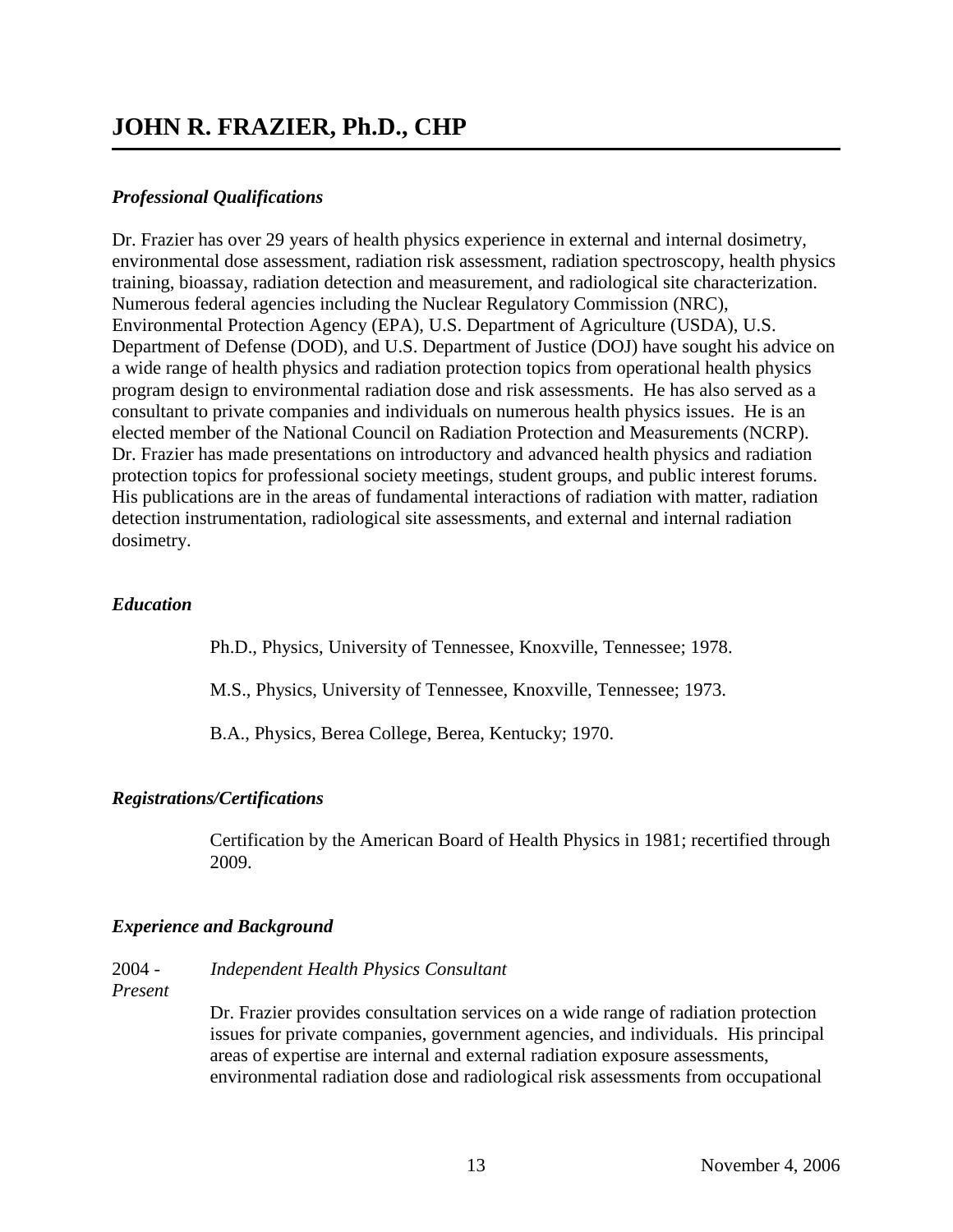# JOHN R. FRAZIER, Ph.D., CHP

### *Professional Qualifications*

Dr. Frazier has over 29 years of health physics experience in external and internal dosimetry, environmental dose assessment, radiation risk assessment, radiation spectroscopy, health physics training, bioassay, radiation detection and measurement, and radiological site characterization. Numerous federal agencies including the Nuclear Regulatory Commission (NRC), Environmental Protection Agency (EPA), U.S. Department of Agriculture (USDA), U.S. Department of Defense (DOD), and U.S. Department of Justice (DOJ) have sought his advice on a wide range of health physics and radiation protection topics from operational health physics program design to environmental radiation dose and risk assessments. He has also served as a consultant to private companies and individuals on numerous health physics issues. He is an elected member of the National Council on Radiation Protection and Measurements (NCRP). Dr. Frazier has made presentations on introductory and advanced health physics and radiation protection topics for professional society meetings, student groups, and public interest forums. His publications are in the areas of fundamental interactions of radiation with matter, radiation detection instrumentation, radiological site assessments, and external and internal radiation dosimetry.

### *Education*

Ph.D., Physics, University of Tennessee, Knoxville, Tennessee; 1978.

M.S., Physics, University of Tennessee, Knoxville, Tennessee; 1973.

B.A., Physics, Berea College, Berea, Kentucky; 1970.

### *Registrations/Certifications*

Certification by the American Board of Health Physics in 1981; recertified through 2009.

### *Experience and Background*

2004 - *Present* — *Independent Health Physics Consultant*

Dr. Frazier provides consultation services on a wide range of radiation protection issues for private companies, government agencies, and individuals. His principal areas of expertise are internal and external radiation exposure assessments, environmental radiation dose and radiological risk assessments from occupational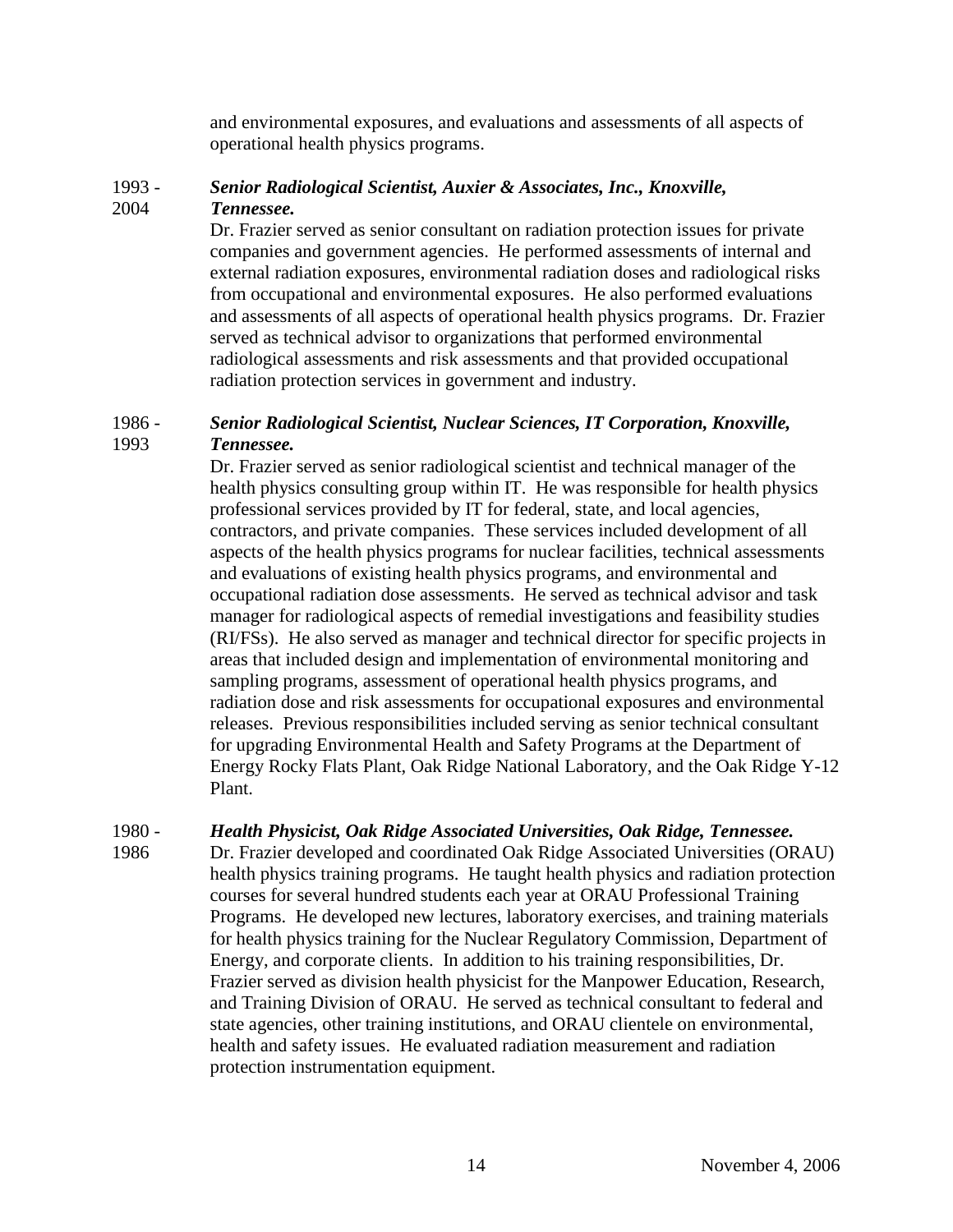and environmental exposures, and evaluations and assessments of all aspects of operational health physics programs.

1993 - 2004 ***Senior Radiological Scientist, Auxier & Associates, Inc., Knoxville, Tennessee.***

Dr. Frazier served as senior consultant on radiation protection issues for private companies and government agencies. He performed assessments of internal and external radiation exposures, environmental radiation doses and radiological risks from occupational and environmental exposures. He also performed evaluations and assessments of all aspects of operational health physics programs. Dr. Frazier served as technical advisor to organizations that performed environmental radiological assessments and risk assessments and that provided occupational radiation protection services in government and industry.

1986 - 1993 ***Senior Radiological Scientist, Nuclear Sciences, IT Corporation, Knoxville, Tennessee.***

Dr. Frazier served as senior radiological scientist and technical manager of the health physics consulting group within IT. He was responsible for health physics professional services provided by IT for federal, state, and local agencies, contractors, and private companies. These services included development of all aspects of the health physics programs for nuclear facilities, technical assessments and evaluations of existing health physics programs, and environmental and occupational radiation dose assessments. He served as technical advisor and task manager for radiological aspects of remedial investigations and feasibility studies (RI/FSs). He also served as manager and technical director for specific projects in areas that included design and implementation of environmental monitoring and sampling programs, assessment of operational health physics programs, and radiation dose and risk assessments for occupational exposures and environmental releases. Previous responsibilities included serving as senior technical consultant for upgrading Environmental Health and Safety Programs at the Department of Energy Rocky Flats Plant, Oak Ridge National Laboratory, and the Oak Ridge Y-12 Plant.

1980 - 1986 ***Health Physicist, Oak Ridge Associated Universities, Oak Ridge, Tennessee.***

Dr. Frazier developed and coordinated Oak Ridge Associated Universities (ORAU) health physics training programs. He taught health physics and radiation protection courses for several hundred students each year at ORAU Professional Training Programs. He developed new lectures, laboratory exercises, and training materials for health physics training for the Nuclear Regulatory Commission, Department of Energy, and corporate clients. In addition to his training responsibilities, Dr. Frazier served as division health physicist for the Manpower Education, Research, and Training Division of ORAU. He served as technical consultant to federal and state agencies, other training institutions, and ORAU clientele on environmental, health and safety issues. He evaluated radiation measurement and radiation protection instrumentation equipment.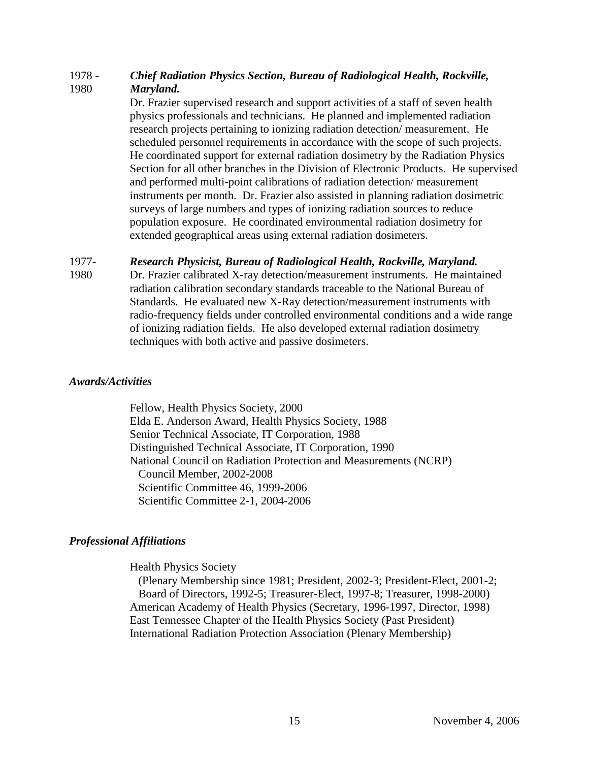**1978 - 1980** ***Chief Radiation Physics Section, Bureau of Radiological Health, Rockville, Maryland.***

Dr. Frazier supervised research and support activities of a staff of seven health physics professionals and technicians. He planned and implemented radiation research projects pertaining to ionizing radiation detection/ measurement. He scheduled personnel requirements in accordance with the scope of such projects. He coordinated support for external radiation dosimetry by the Radiation Physics Section for all other branches in the Division of Electronic Products. He supervised and performed multi-point calibrations of radiation detection/ measurement instruments per month. Dr. Frazier also assisted in planning radiation dosimetric surveys of large numbers and types of ionizing radiation sources to reduce population exposure. He coordinated environmental radiation dosimetry for extended geographical areas using external radiation dosimeters.

**1977-1980** ***Research Physicist, Bureau of Radiological Health, Rockville, Maryland.***

Dr. Frazier calibrated X-ray detection/measurement instruments. He maintained radiation calibration secondary standards traceable to the National Bureau of Standards. He evaluated new X-Ray detection/measurement instruments with radio-frequency fields under controlled environmental conditions and a wide range of ionizing radiation fields. He also developed external radiation dosimetry techniques with both active and passive dosimeters.

### *Awards/Activities*

Fellow, Health Physics Society, 2000
Elda E. Anderson Award, Health Physics Society, 1988
Senior Technical Associate, IT Corporation, 1988
Distinguished Technical Associate, IT Corporation, 1990
National Council on Radiation Protection and Measurements (NCRP)
  Council Member, 2002-2008
  Scientific Committee 46, 1999-2006
  Scientific Committee 2-1, 2004-2006

### *Professional Affiliations*

Health Physics Society
  (Plenary Membership since 1981; President, 2002-3; President-Elect, 2001-2; Board of Directors, 1992-5; Treasurer-Elect, 1997-8; Treasurer, 1998-2000)
American Academy of Health Physics (Secretary, 1996-1997, Director, 1998)
East Tennessee Chapter of the Health Physics Society (Past President)
International Radiation Protection Association (Plenary Membership)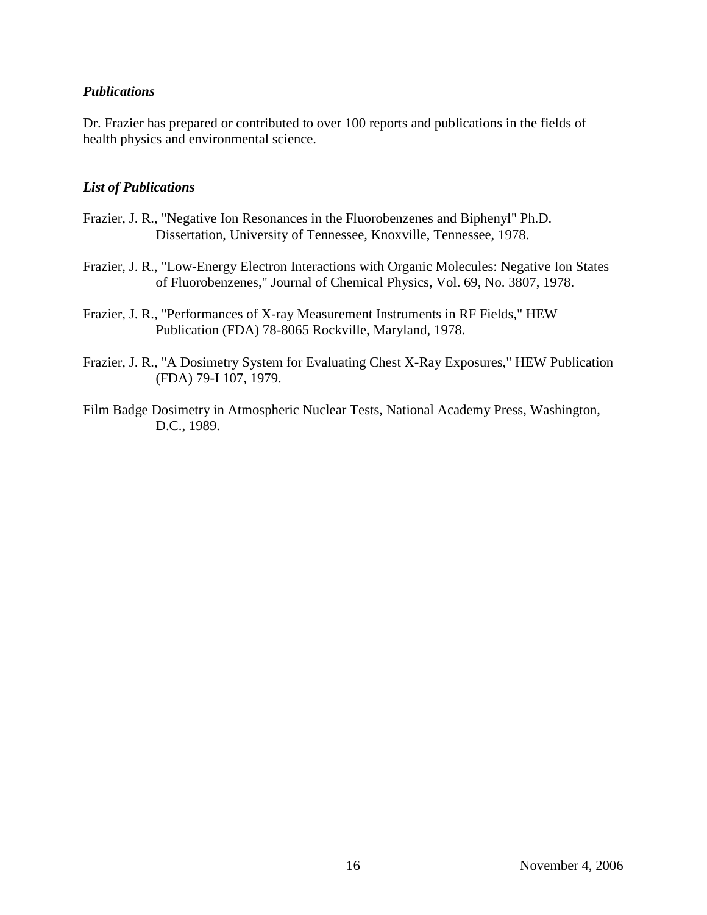### *Publications*

Dr. Frazier has prepared or contributed to over 100 reports and publications in the fields of health physics and environmental science.

### *List of Publications*

Frazier, J. R., "Negative Ion Resonances in the Fluorobenzenes and Biphenyl" Ph.D. Dissertation, University of Tennessee, Knoxville, Tennessee, 1978.

Frazier, J. R., "Low-Energy Electron Interactions with Organic Molecules: Negative Ion States of Fluorobenzenes," Journal of Chemical Physics, Vol. 69, No. 3807, 1978.

Frazier, J. R., "Performances of X-ray Measurement Instruments in RF Fields," HEW Publication (FDA) 78-8065 Rockville, Maryland, 1978.

Frazier, J. R., "A Dosimetry System for Evaluating Chest X-Ray Exposures," HEW Publication (FDA) 79-I 107, 1979.

Film Badge Dosimetry in Atmospheric Nuclear Tests, National Academy Press, Washington, D.C., 1989.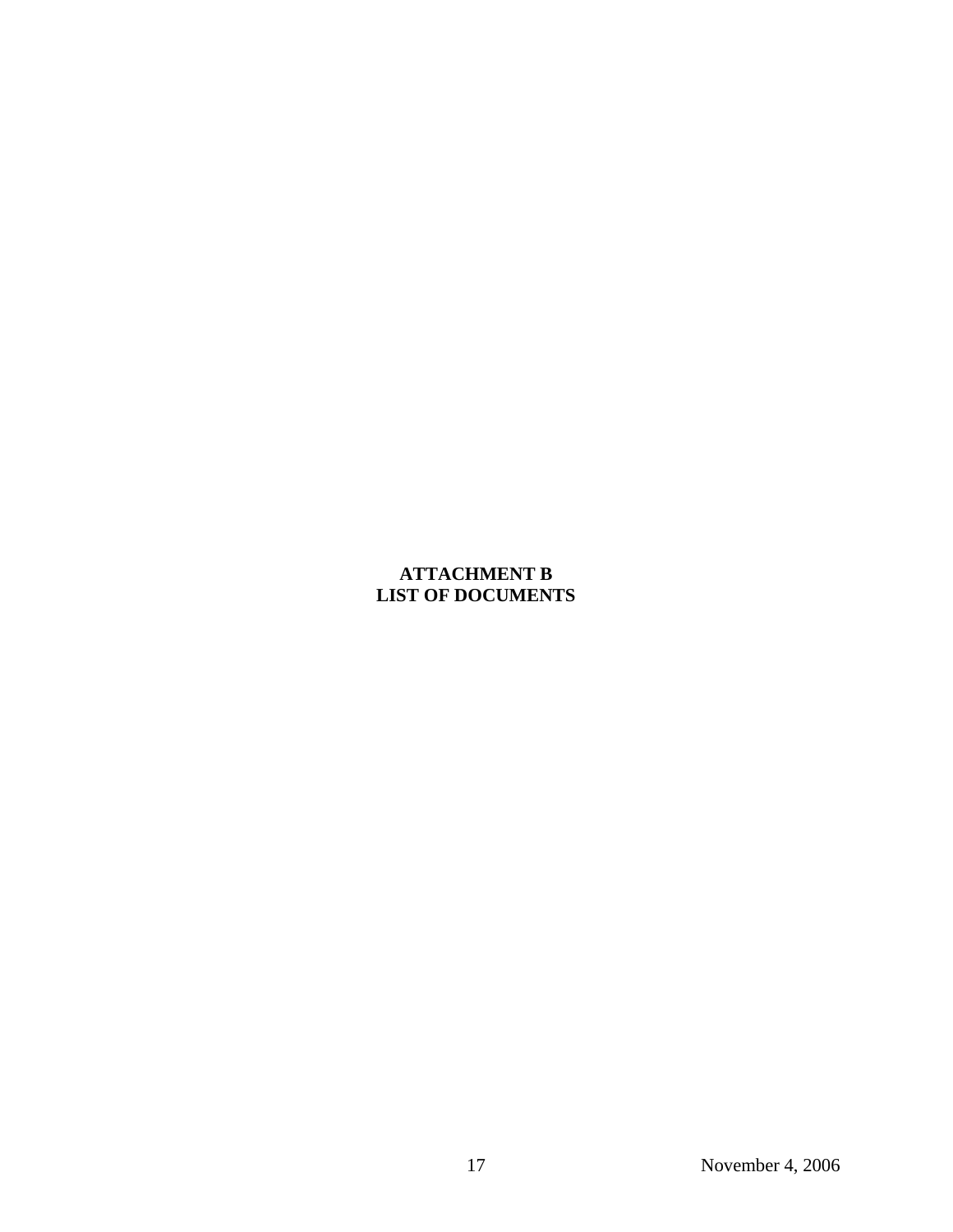**ATTACHMENT B**
**LIST OF DOCUMENTS**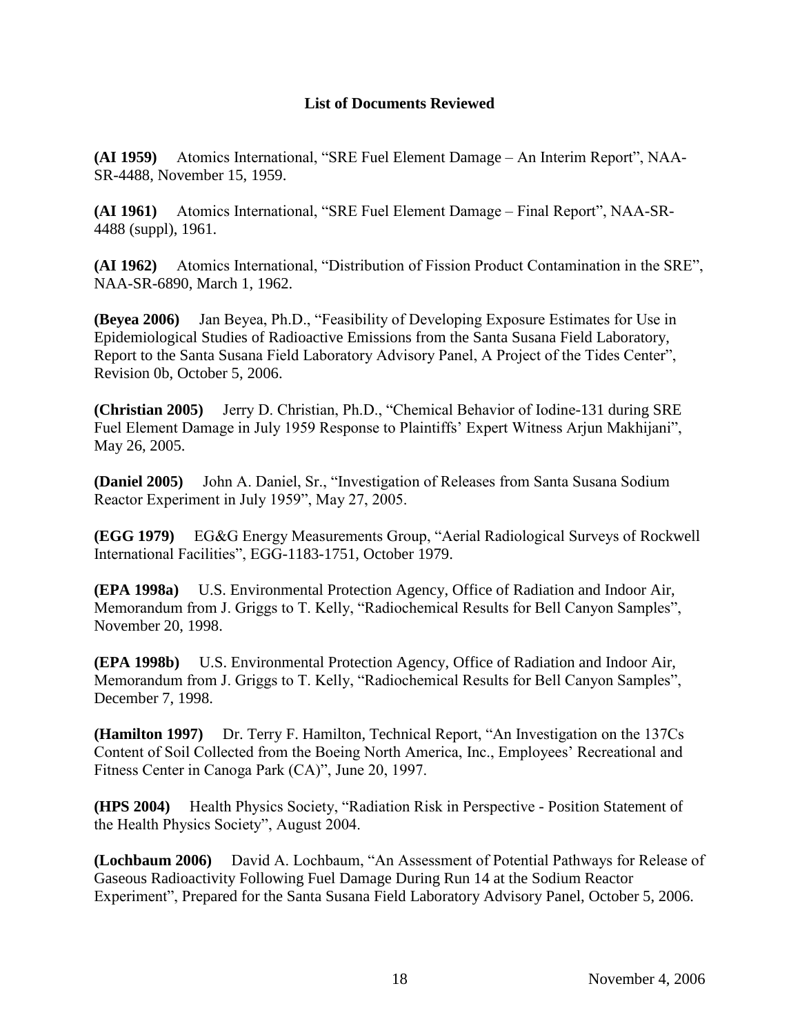### List of Documents Reviewed

**(AI 1959)** Atomics International, "SRE Fuel Element Damage – An Interim Report", NAA-SR-4488, November 15, 1959.

**(AI 1961)** Atomics International, "SRE Fuel Element Damage – Final Report", NAA-SR-4488 (suppl), 1961.

**(AI 1962)** Atomics International, "Distribution of Fission Product Contamination in the SRE", NAA-SR-6890, March 1, 1962.

**(Beyea 2006)** Jan Beyea, Ph.D., "Feasibility of Developing Exposure Estimates for Use in Epidemiological Studies of Radioactive Emissions from the Santa Susana Field Laboratory, Report to the Santa Susana Field Laboratory Advisory Panel, A Project of the Tides Center", Revision 0b, October 5, 2006.

**(Christian 2005)** Jerry D. Christian, Ph.D., "Chemical Behavior of Iodine-131 during SRE Fuel Element Damage in July 1959 Response to Plaintiffs' Expert Witness Arjun Makhijani", May 26, 2005.

**(Daniel 2005)** John A. Daniel, Sr., "Investigation of Releases from Santa Susana Sodium Reactor Experiment in July 1959", May 27, 2005.

**(EGG 1979)** EG&G Energy Measurements Group, "Aerial Radiological Surveys of Rockwell International Facilities", EGG-1183-1751, October 1979.

**(EPA 1998a)** U.S. Environmental Protection Agency, Office of Radiation and Indoor Air, Memorandum from J. Griggs to T. Kelly, "Radiochemical Results for Bell Canyon Samples", November 20, 1998.

**(EPA 1998b)** U.S. Environmental Protection Agency, Office of Radiation and Indoor Air, Memorandum from J. Griggs to T. Kelly, "Radiochemical Results for Bell Canyon Samples", December 7, 1998.

**(Hamilton 1997)** Dr. Terry F. Hamilton, Technical Report, "An Investigation on the 137Cs Content of Soil Collected from the Boeing North America, Inc., Employees' Recreational and Fitness Center in Canoga Park (CA)", June 20, 1997.

**(HPS 2004)** Health Physics Society, "Radiation Risk in Perspective - Position Statement of the Health Physics Society", August 2004.

**(Lochbaum 2006)** David A. Lochbaum, "An Assessment of Potential Pathways for Release of Gaseous Radioactivity Following Fuel Damage During Run 14 at the Sodium Reactor Experiment", Prepared for the Santa Susana Field Laboratory Advisory Panel, October 5, 2006.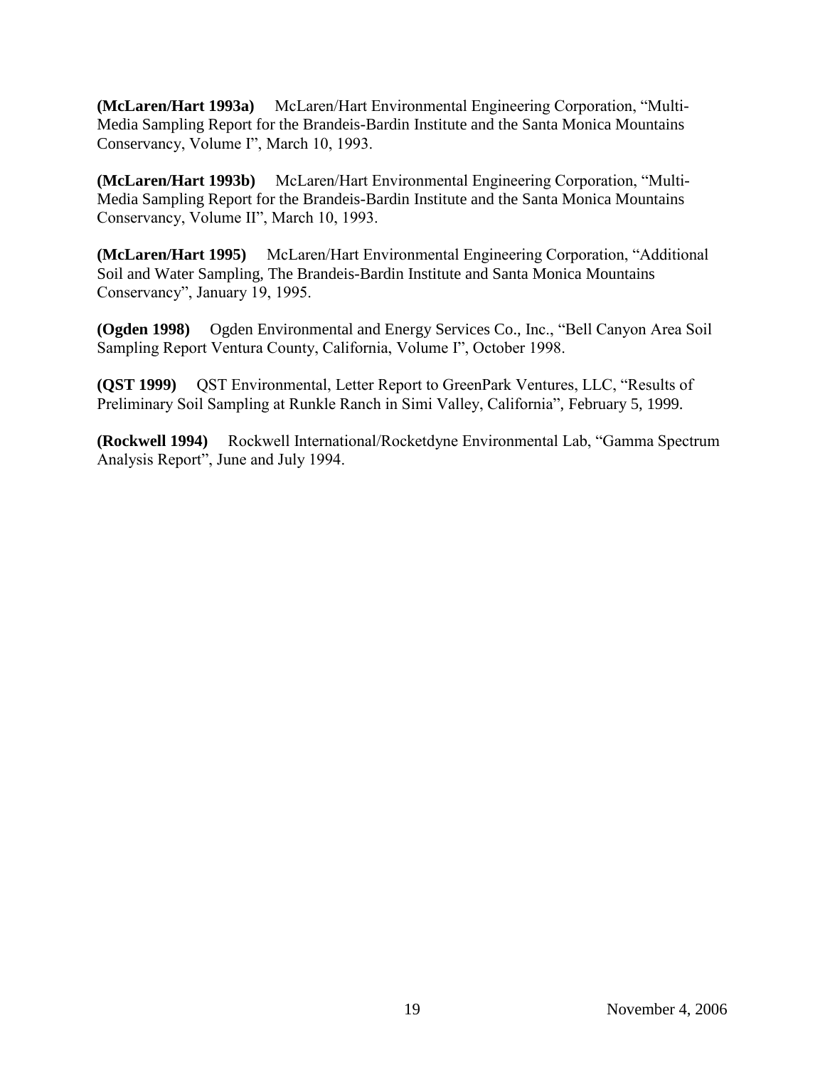**(McLaren/Hart 1993a)** McLaren/Hart Environmental Engineering Corporation, "Multi-Media Sampling Report for the Brandeis-Bardin Institute and the Santa Monica Mountains Conservancy, Volume I", March 10, 1993.

**(McLaren/Hart 1993b)** McLaren/Hart Environmental Engineering Corporation, "Multi-Media Sampling Report for the Brandeis-Bardin Institute and the Santa Monica Mountains Conservancy, Volume II", March 10, 1993.

**(McLaren/Hart 1995)** McLaren/Hart Environmental Engineering Corporation, "Additional Soil and Water Sampling, The Brandeis-Bardin Institute and Santa Monica Mountains Conservancy", January 19, 1995.

**(Ogden 1998)** Ogden Environmental and Energy Services Co., Inc., "Bell Canyon Area Soil Sampling Report Ventura County, California, Volume I", October 1998.

**(QST 1999)** QST Environmental, Letter Report to GreenPark Ventures, LLC, "Results of Preliminary Soil Sampling at Runkle Ranch in Simi Valley, California", February 5, 1999.

**(Rockwell 1994)** Rockwell International/Rocketdyne Environmental Lab, "Gamma Spectrum Analysis Report", June and July 1994.